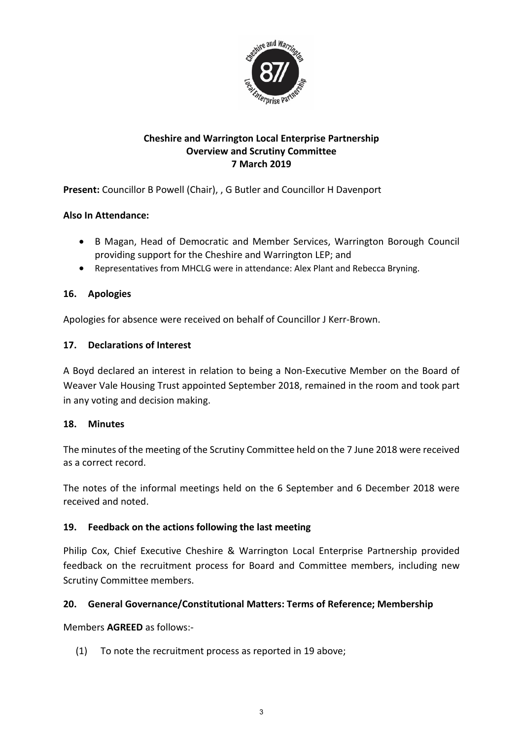**Cheshire and Warrington Local Enterprise Partnership**
**Overview and Scrutiny Committee**
**7 March 2019**

**Present:** Councillor B Powell (Chair), , G Butler and Councillor H Davenport

**Also In Attendance:**

- B Magan, Head of Democratic and Member Services, Warrington Borough Council providing support for the Cheshire and Warrington LEP; and
- Representatives from MHCLG were in attendance: Alex Plant and Rebecca Bryning.

## 16. Apologies

Apologies for absence were received on behalf of Councillor J Kerr-Brown.

## 17. Declarations of Interest

A Boyd declared an interest in relation to being a Non-Executive Member on the Board of Weaver Vale Housing Trust appointed September 2018, remained in the room and took part in any voting and decision making.

## 18. Minutes

The minutes of the meeting of the Scrutiny Committee held on the 7 June 2018 were received as a correct record.

The notes of the informal meetings held on the 6 September and 6 December 2018 were received and noted.

## 19. Feedback on the actions following the last meeting

Philip Cox, Chief Executive Cheshire & Warrington Local Enterprise Partnership provided feedback on the recruitment process for Board and Committee members, including new Scrutiny Committee members.

## 20. General Governance/Constitutional Matters: Terms of Reference; Membership

Members **AGREED** as follows:-

(1) To note the recruitment process as reported in 19 above;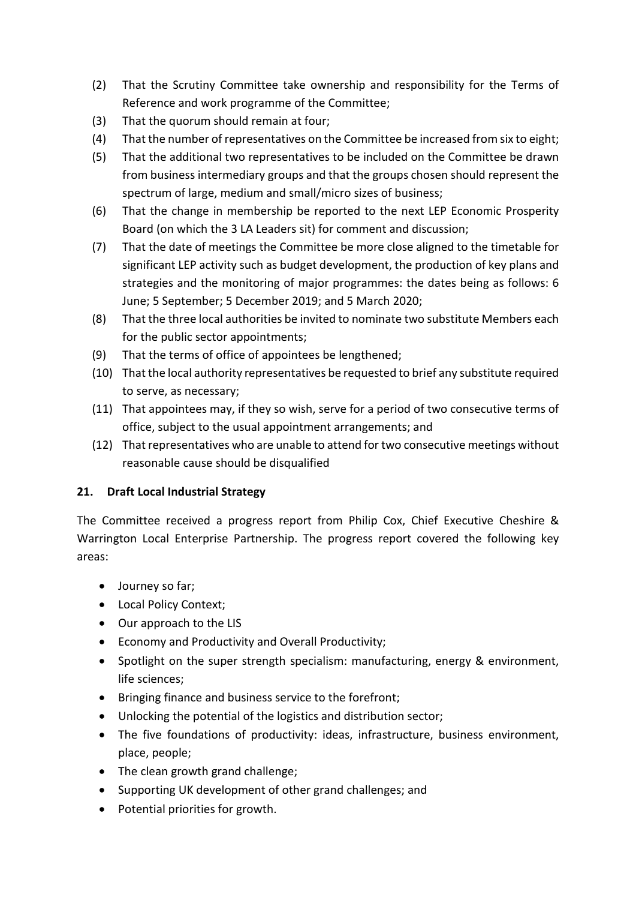(2) That the Scrutiny Committee take ownership and responsibility for the Terms of Reference and work programme of the Committee;

(3) That the quorum should remain at four;

(4) That the number of representatives on the Committee be increased from six to eight;

(5) That the additional two representatives to be included on the Committee be drawn from business intermediary groups and that the groups chosen should represent the spectrum of large, medium and small/micro sizes of business;

(6) That the change in membership be reported to the next LEP Economic Prosperity Board (on which the 3 LA Leaders sit) for comment and discussion;

(7) That the date of meetings the Committee be more close aligned to the timetable for significant LEP activity such as budget development, the production of key plans and strategies and the monitoring of major programmes: the dates being as follows: 6 June; 5 September; 5 December 2019; and 5 March 2020;

(8) That the three local authorities be invited to nominate two substitute Members each for the public sector appointments;

(9) That the terms of office of appointees be lengthened;

(10) That the local authority representatives be requested to brief any substitute required to serve, as necessary;

(11) That appointees may, if they so wish, serve for a period of two consecutive terms of office, subject to the usual appointment arrangements; and

(12) That representatives who are unable to attend for two consecutive meetings without reasonable cause should be disqualified

## 21. Draft Local Industrial Strategy

The Committee received a progress report from Philip Cox, Chief Executive Cheshire & Warrington Local Enterprise Partnership. The progress report covered the following key areas:

- Journey so far;
- Local Policy Context;
- Our approach to the LIS
- Economy and Productivity and Overall Productivity;
- Spotlight on the super strength specialism: manufacturing, energy & environment, life sciences;
- Bringing finance and business service to the forefront;
- Unlocking the potential of the logistics and distribution sector;
- The five foundations of productivity: ideas, infrastructure, business environment, place, people;
- The clean growth grand challenge;
- Supporting UK development of other grand challenges; and
- Potential priorities for growth.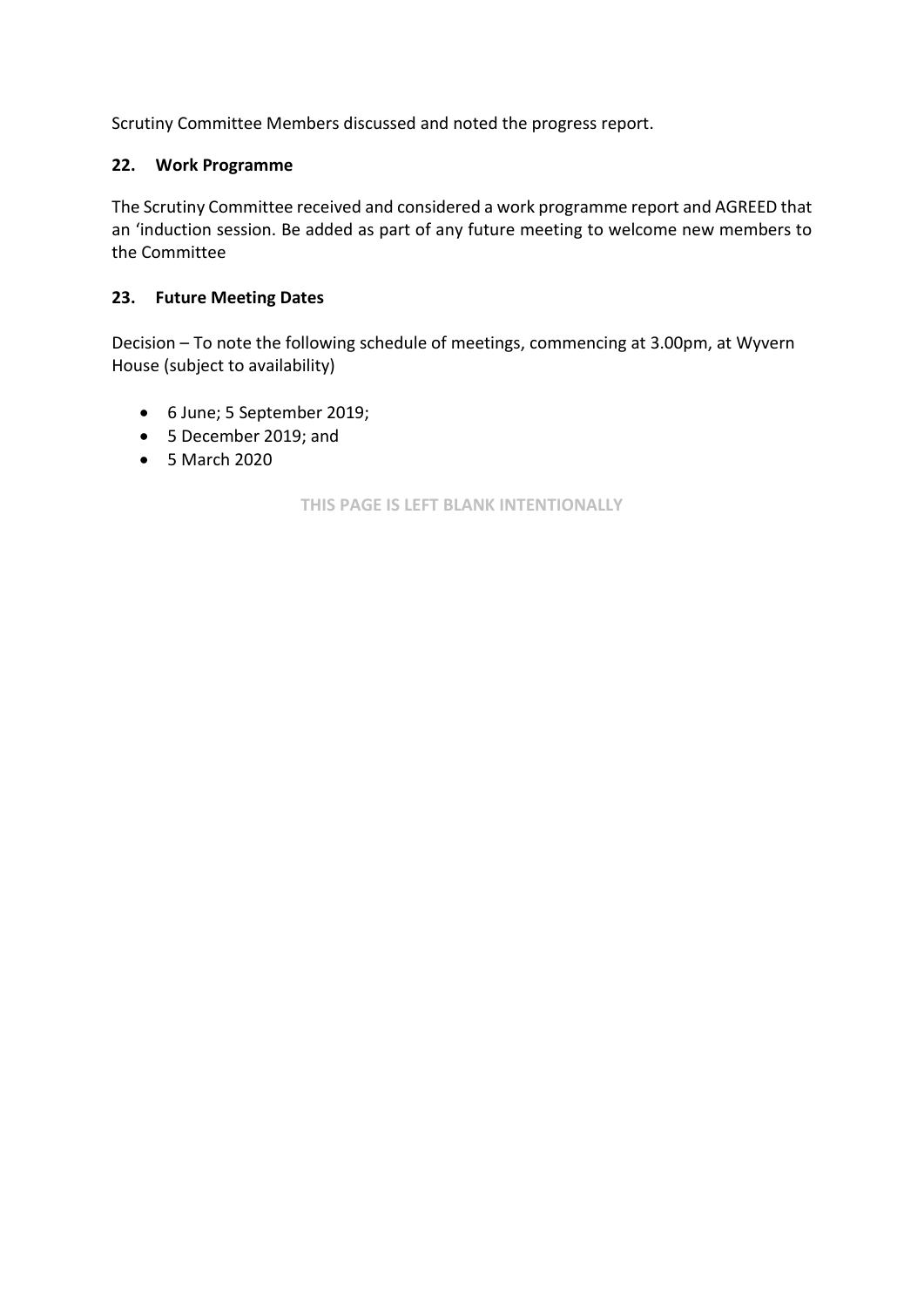Scrutiny Committee Members discussed and noted the progress report.

### 22. Work Programme

The Scrutiny Committee received and considered a work programme report and AGREED that an 'induction session. Be added as part of any future meeting to welcome new members to the Committee

### 23. Future Meeting Dates

Decision – To note the following schedule of meetings, commencing at 3.00pm, at Wyvern House (subject to availability)

- 6 June; 5 September 2019;
- 5 December 2019; and
- 5 March 2020

**THIS PAGE IS LEFT BLANK INTENTIONALLY**